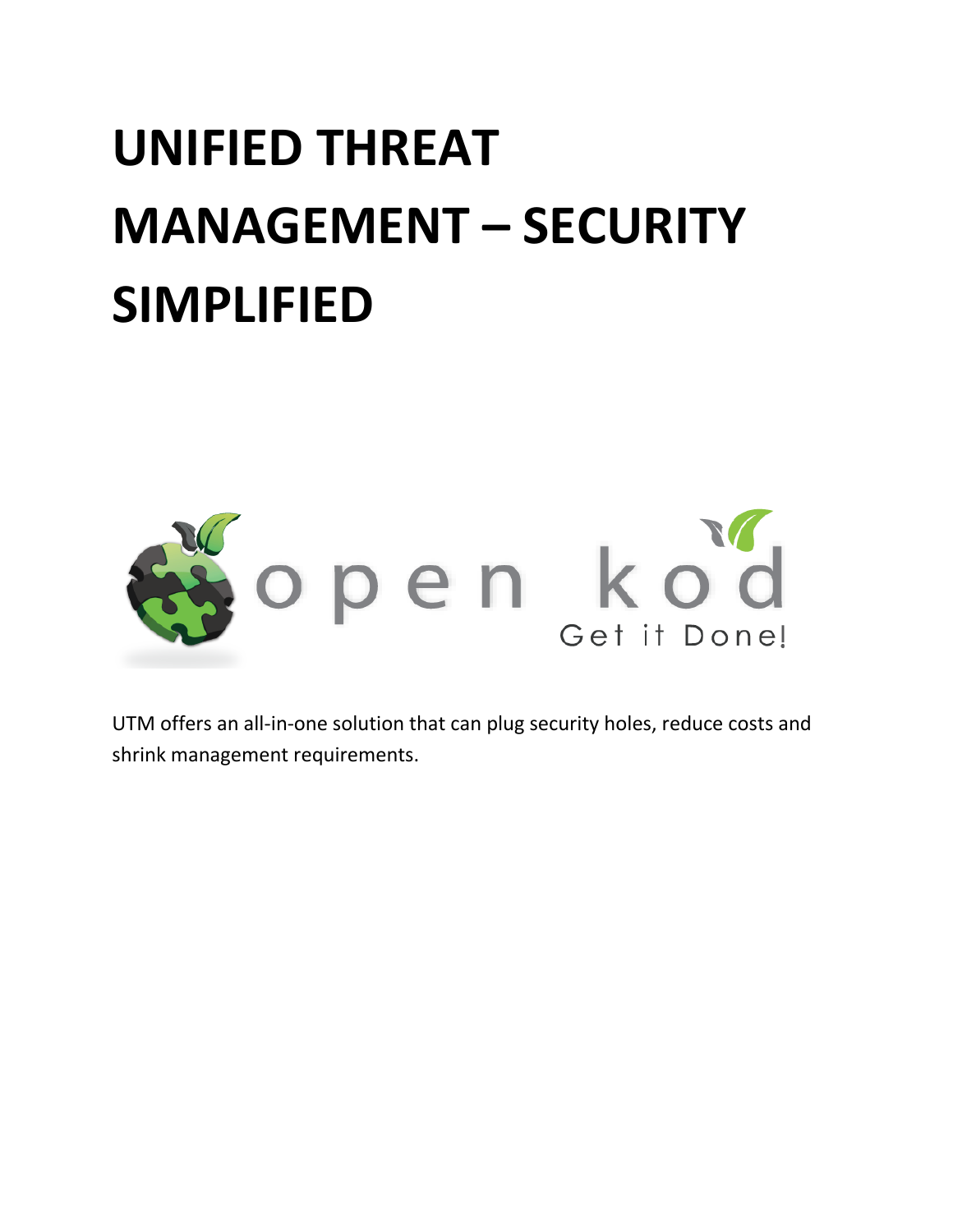# UNIFIED THREAT MANAGEMENT – SECURITY SIMPLIFIED

open kod

Get it Done!

UTM offers an all-in-one solution that can plug security holes, reduce costs and shrink management requirements.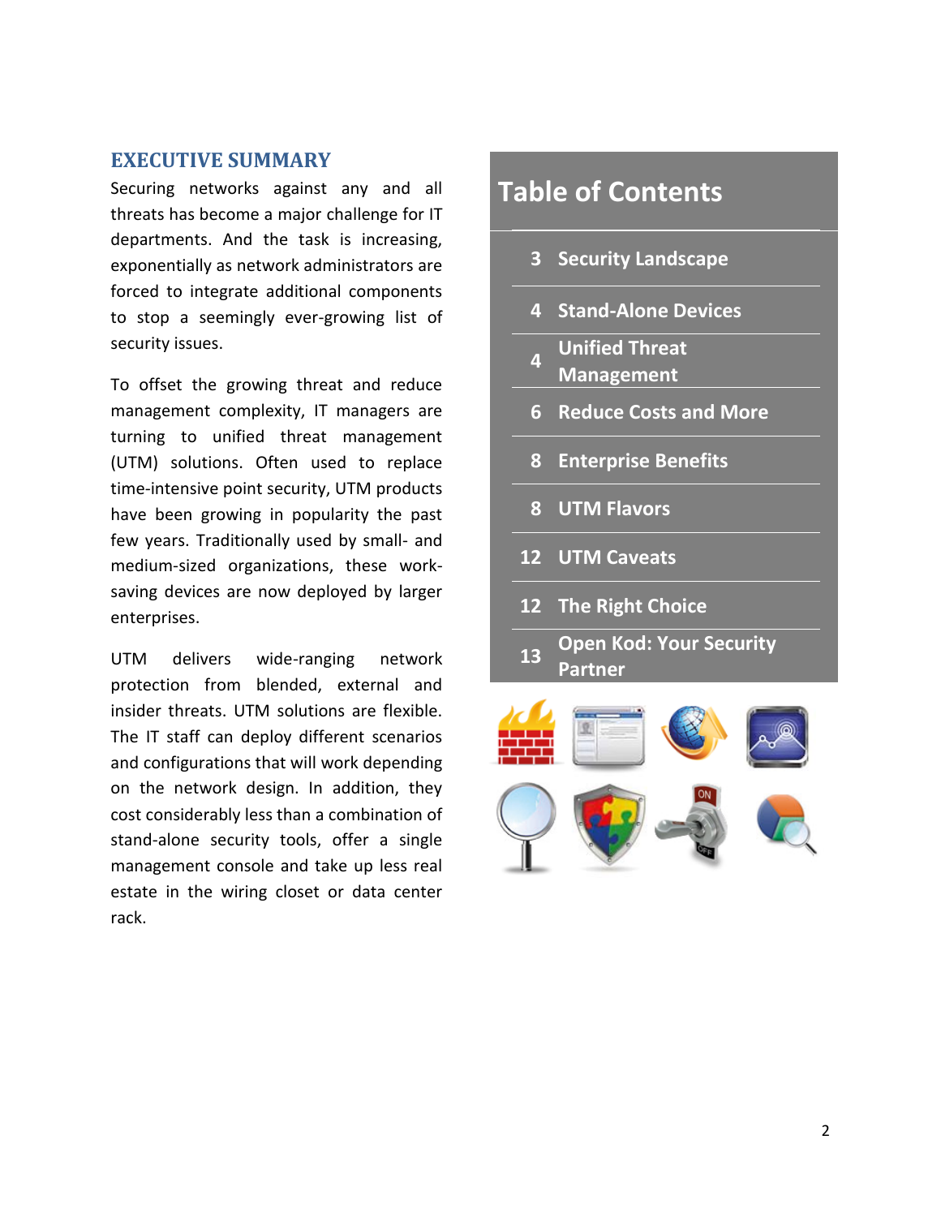## EXECUTIVE SUMMARY

Securing networks against any and all threats has become a major challenge for IT departments. And the task is increasing, exponentially as network administrators are forced to integrate additional components to stop a seemingly ever-growing list of security issues.

To offset the growing threat and reduce management complexity, IT managers are turning to unified threat management (UTM) solutions. Often used to replace time-intensive point security, UTM products have been growing in popularity the past few years. Traditionally used by small- and medium-sized organizations, these work-saving devices are now deployed by larger enterprises.

UTM delivers wide-ranging network protection from blended, external and insider threats. UTM solutions are flexible. The IT staff can deploy different scenarios and configurations that will work depending on the network design. In addition, they cost considerably less than a combination of stand-alone security tools, offer a single management console and take up less real estate in the wiring closet or data center rack.

## Table of Contents

| Page | Section |
|---|---|
| 3 | Security Landscape |
| 4 | Stand-Alone Devices |
| 4 | Unified Threat Management |
| 6 | Reduce Costs and More |
| 8 | Enterprise Benefits |
| 8 | UTM Flavors |
| 12 | UTM Caveats |
| 12 | The Right Choice |
| 13 | Open Kod: Your Security Partner |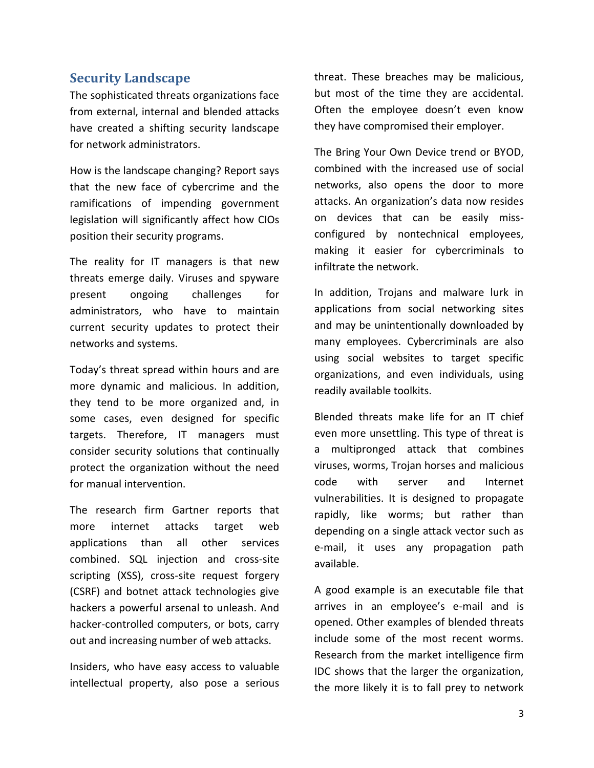## Security Landscape

The sophisticated threats organizations face from external, internal and blended attacks have created a shifting security landscape for network administrators.

How is the landscape changing? Report says that the new face of cybercrime and the ramifications of impending government legislation will significantly affect how CIOs position their security programs.

The reality for IT managers is that new threats emerge daily. Viruses and spyware present ongoing challenges for administrators, who have to maintain current security updates to protect their networks and systems.

Today's threat spread within hours and are more dynamic and malicious. In addition, they tend to be more organized and, in some cases, even designed for specific targets. Therefore, IT managers must consider security solutions that continually protect the organization without the need for manual intervention.

The research firm Gartner reports that more internet attacks target web applications than all other services combined. SQL injection and cross-site scripting (XSS), cross-site request forgery (CSRF) and botnet attack technologies give hackers a powerful arsenal to unleash. And hacker-controlled computers, or bots, carry out and increasing number of web attacks.

Insiders, who have easy access to valuable intellectual property, also pose a serious threat. These breaches may be malicious, but most of the time they are accidental. Often the employee doesn't even know they have compromised their employer.

The Bring Your Own Device trend or BYOD, combined with the increased use of social networks, also opens the door to more attacks. An organization's data now resides on devices that can be easily miss-configured by nontechnical employees, making it easier for cybercriminals to infiltrate the network.

In addition, Trojans and malware lurk in applications from social networking sites and may be unintentionally downloaded by many employees. Cybercriminals are also using social websites to target specific organizations, and even individuals, using readily available toolkits.

Blended threats make life for an IT chief even more unsettling. This type of threat is a multipronged attack that combines viruses, worms, Trojan horses and malicious code with server and Internet vulnerabilities. It is designed to propagate rapidly, like worms; but rather than depending on a single attack vector such as e-mail, it uses any propagation path available.

A good example is an executable file that arrives in an employee's e-mail and is opened. Other examples of blended threats include some of the most recent worms. Research from the market intelligence firm IDC shows that the larger the organization, the more likely it is to fall prey to network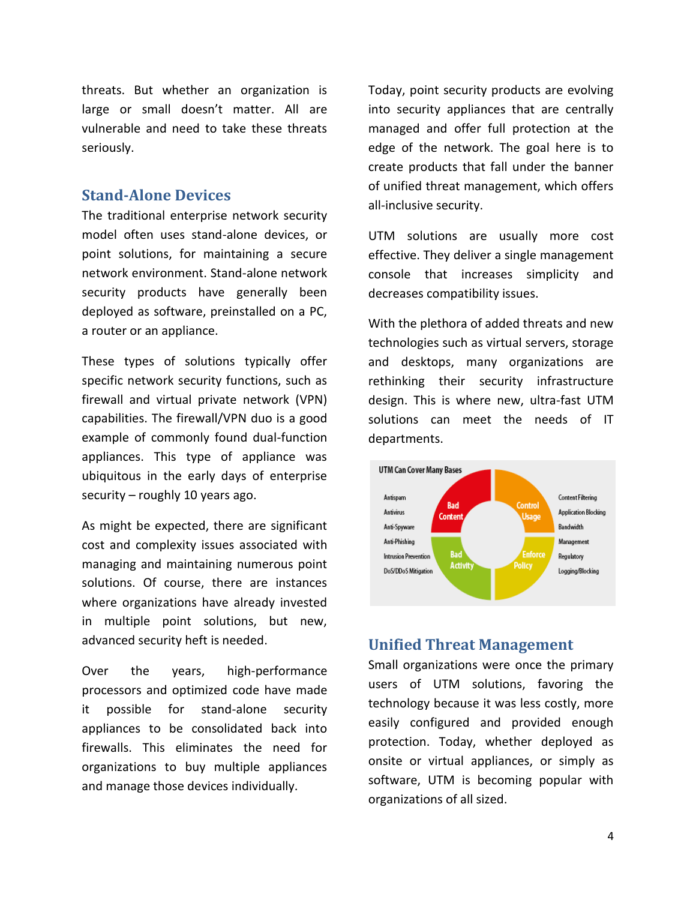threats. But whether an organization is large or small doesn't matter. All are vulnerable and need to take these threats seriously.

## Stand-Alone Devices

The traditional enterprise network security model often uses stand-alone devices, or point solutions, for maintaining a secure network environment. Stand-alone network security products have generally been deployed as software, preinstalled on a PC, a router or an appliance.

These types of solutions typically offer specific network security functions, such as firewall and virtual private network (VPN) capabilities. The firewall/VPN duo is a good example of commonly found dual-function appliances. This type of appliance was ubiquitous in the early days of enterprise security – roughly 10 years ago.

As might be expected, there are significant cost and complexity issues associated with managing and maintaining numerous point solutions. Of course, there are instances where organizations have already invested in multiple point solutions, but new, advanced security heft is needed.

Over the years, high-performance processors and optimized code have made it possible for stand-alone security appliances to be consolidated back into firewalls. This eliminates the need for organizations to buy multiple appliances and manage those devices individually.

Today, point security products are evolving into security appliances that are centrally managed and offer full protection at the edge of the network. The goal here is to create products that fall under the banner of unified threat management, which offers all-inclusive security.

UTM solutions are usually more cost effective. They deliver a single management console that increases simplicity and decreases compatibility issues.

With the plethora of added threats and new technologies such as virtual servers, storage and desktops, many organizations are rethinking their security infrastructure design. This is where new, ultra-fast UTM solutions can meet the needs of IT departments.

UTM Can Cover Many Bases

## Unified Threat Management

Small organizations were once the primary users of UTM solutions, favoring the technology because it was less costly, more easily configured and provided enough protection. Today, whether deployed as onsite or virtual appliances, or simply as software, UTM is becoming popular with organizations of all sized.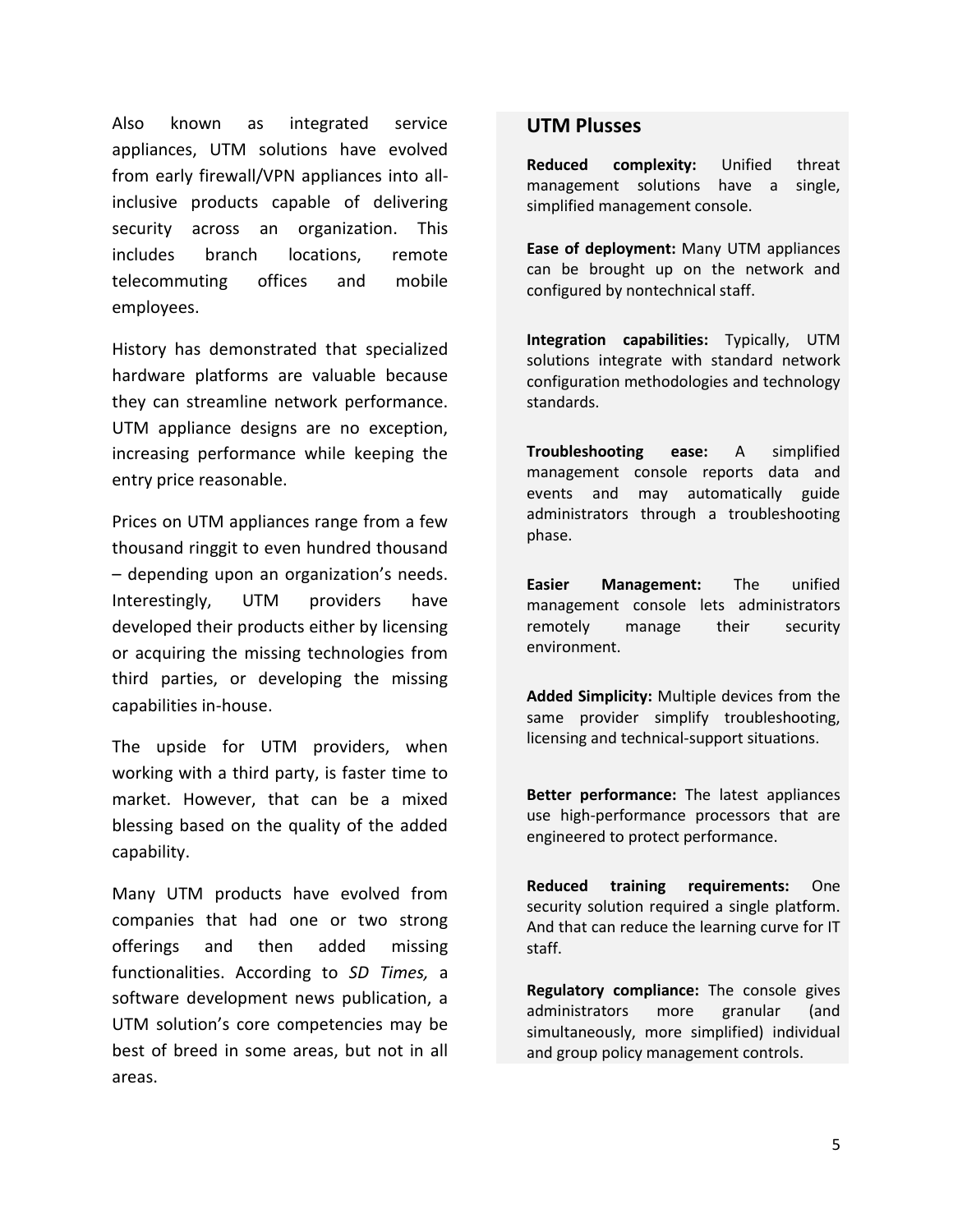Also known as integrated service appliances, UTM solutions have evolved from early firewall/VPN appliances into all-inclusive products capable of delivering security across an organization. This includes branch locations, remote telecommuting offices and mobile employees.

History has demonstrated that specialized hardware platforms are valuable because they can streamline network performance. UTM appliance designs are no exception, increasing performance while keeping the entry price reasonable.

Prices on UTM appliances range from a few thousand ringgit to even hundred thousand – depending upon an organization's needs. Interestingly, UTM providers have developed their products either by licensing or acquiring the missing technologies from third parties, or developing the missing capabilities in-house.

The upside for UTM providers, when working with a third party, is faster time to market. However, that can be a mixed blessing based on the quality of the added capability.

Many UTM products have evolved from companies that had one or two strong offerings and then added missing functionalities. According to *SD Times,* a software development news publication, a UTM solution's core competencies may be best of breed in some areas, but not in all areas.

## UTM Plusses

**Reduced complexity:** Unified threat management solutions have a single, simplified management console.

**Ease of deployment:** Many UTM appliances can be brought up on the network and configured by nontechnical staff.

**Integration capabilities:** Typically, UTM solutions integrate with standard network configuration methodologies and technology standards.

**Troubleshooting ease:** A simplified management console reports data and events and may automatically guide administrators through a troubleshooting phase.

**Easier Management:** The unified management console lets administrators remotely manage their security environment.

**Added Simplicity:** Multiple devices from the same provider simplify troubleshooting, licensing and technical-support situations.

**Better performance:** The latest appliances use high-performance processors that are engineered to protect performance.

**Reduced training requirements:** One security solution required a single platform. And that can reduce the learning curve for IT staff.

**Regulatory compliance:** The console gives administrators more granular (and simultaneously, more simplified) individual and group policy management controls.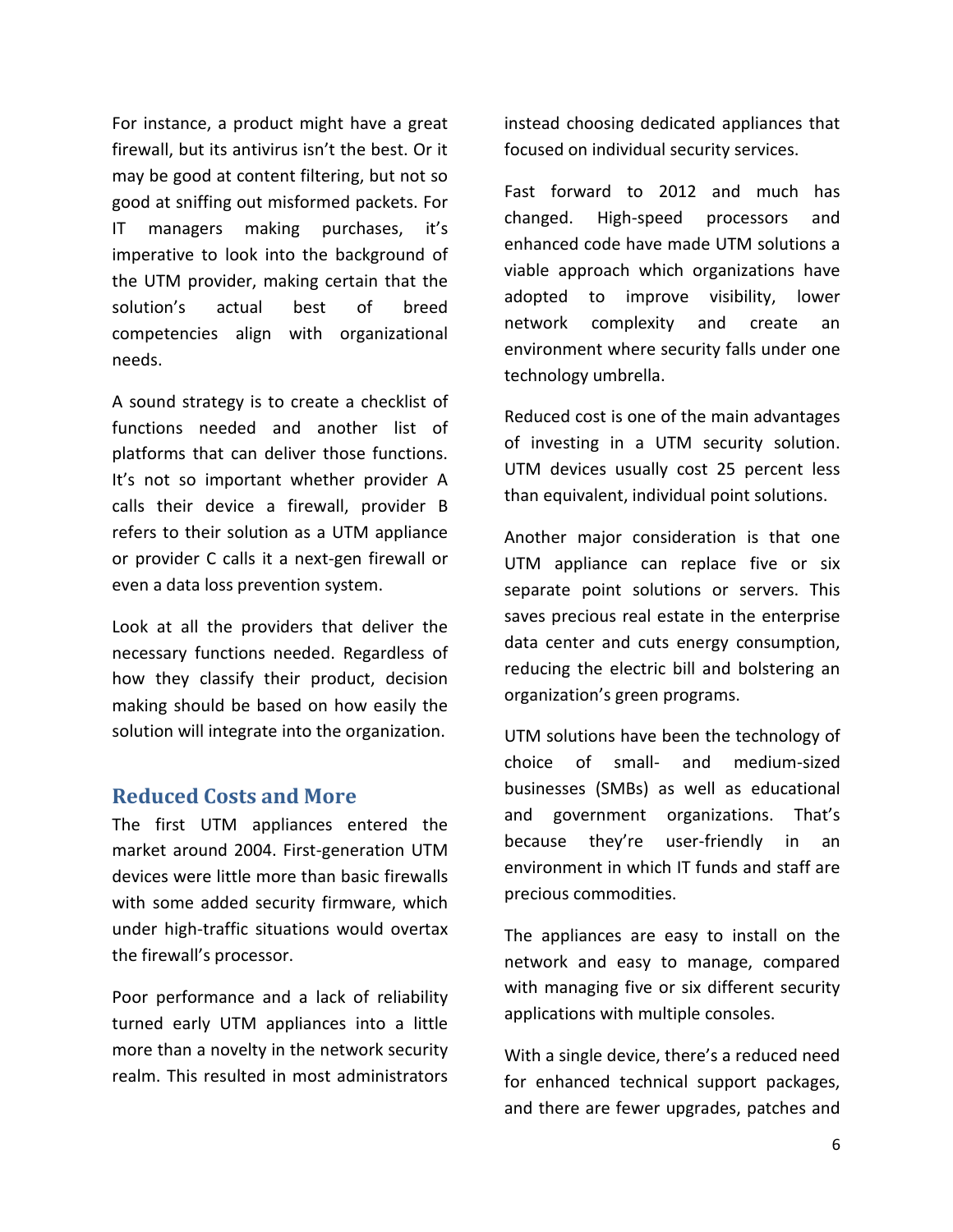For instance, a product might have a great firewall, but its antivirus isn't the best. Or it may be good at content filtering, but not so good at sniffing out misformed packets. For IT managers making purchases, it's imperative to look into the background of the UTM provider, making certain that the solution's actual best of breed competencies align with organizational needs.

A sound strategy is to create a checklist of functions needed and another list of platforms that can deliver those functions. It's not so important whether provider A calls their device a firewall, provider B refers to their solution as a UTM appliance or provider C calls it a next-gen firewall or even a data loss prevention system.

Look at all the providers that deliver the necessary functions needed. Regardless of how they classify their product, decision making should be based on how easily the solution will integrate into the organization.

## Reduced Costs and More

The first UTM appliances entered the market around 2004. First-generation UTM devices were little more than basic firewalls with some added security firmware, which under high-traffic situations would overtax the firewall's processor.

Poor performance and a lack of reliability turned early UTM appliances into a little more than a novelty in the network security realm. This resulted in most administrators instead choosing dedicated appliances that focused on individual security services.

Fast forward to 2012 and much has changed. High-speed processors and enhanced code have made UTM solutions a viable approach which organizations have adopted to improve visibility, lower network complexity and create an environment where security falls under one technology umbrella.

Reduced cost is one of the main advantages of investing in a UTM security solution. UTM devices usually cost 25 percent less than equivalent, individual point solutions.

Another major consideration is that one UTM appliance can replace five or six separate point solutions or servers. This saves precious real estate in the enterprise data center and cuts energy consumption, reducing the electric bill and bolstering an organization's green programs.

UTM solutions have been the technology of choice of small- and medium-sized businesses (SMBs) as well as educational and government organizations. That's because they're user-friendly in an environment in which IT funds and staff are precious commodities.

The appliances are easy to install on the network and easy to manage, compared with managing five or six different security applications with multiple consoles.

With a single device, there's a reduced need for enhanced technical support packages, and there are fewer upgrades, patches and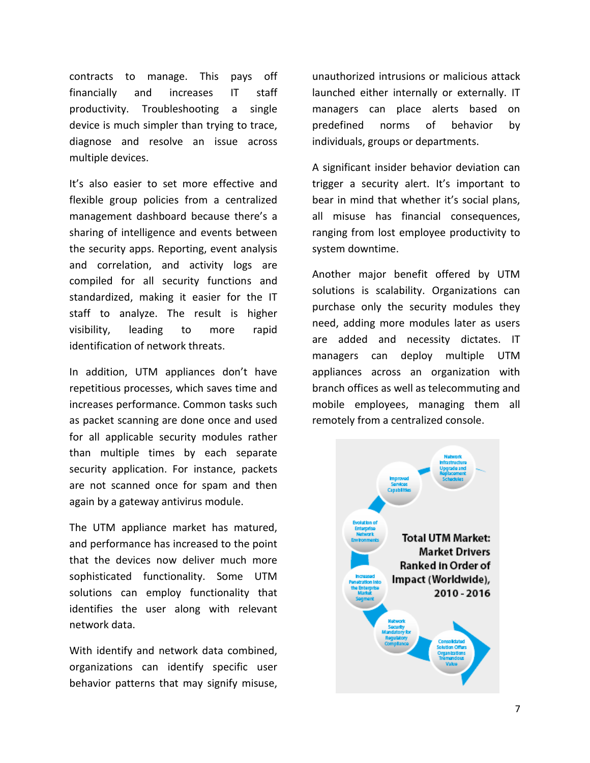contracts to manage. This pays off financially and increases IT staff productivity. Troubleshooting a single device is much simpler than trying to trace, diagnose and resolve an issue across multiple devices.

It's also easier to set more effective and flexible group policies from a centralized management dashboard because there's a sharing of intelligence and events between the security apps. Reporting, event analysis and correlation, and activity logs are compiled for all security functions and standardized, making it easier for the IT staff to analyze. The result is higher visibility, leading to more rapid identification of network threats.

In addition, UTM appliances don't have repetitious processes, which saves time and increases performance. Common tasks such as packet scanning are done once and used for all applicable security modules rather than multiple times by each separate security application. For instance, packets are not scanned once for spam and then again by a gateway antivirus module.

The UTM appliance market has matured, and performance has increased to the point that the devices now deliver much more sophisticated functionality. Some UTM solutions can employ functionality that identifies the user along with relevant network data.

With identify and network data combined, organizations can identify specific user behavior patterns that may signify misuse, unauthorized intrusions or malicious attack launched either internally or externally. IT managers can place alerts based on predefined norms of behavior by individuals, groups or departments.

A significant insider behavior deviation can trigger a security alert. It's important to bear in mind that whether it's social plans, all misuse has financial consequences, ranging from lost employee productivity to system downtime.

Another major benefit offered by UTM solutions is scalability. Organizations can purchase only the security modules they need, adding more modules later as users are added and necessity dictates. IT managers can deploy multiple UTM appliances across an organization with branch offices as well as telecommuting and mobile employees, managing them all remotely from a centralized console.

**Total UTM Market: Market Drivers Ranked in Order of Impact (Worldwide), 2010 - 2016**

- Consolidated Solution Offers Organizations Tremendous Value
- Network Security Mandatory for Regulatory Compliance
- Increased Penetration Into the Enterprise Market Segment
- Evolution of Enterprise Network Environments
- Improved Services Capabilities
- Network Infrastructure Upgrade and Replacement Schedules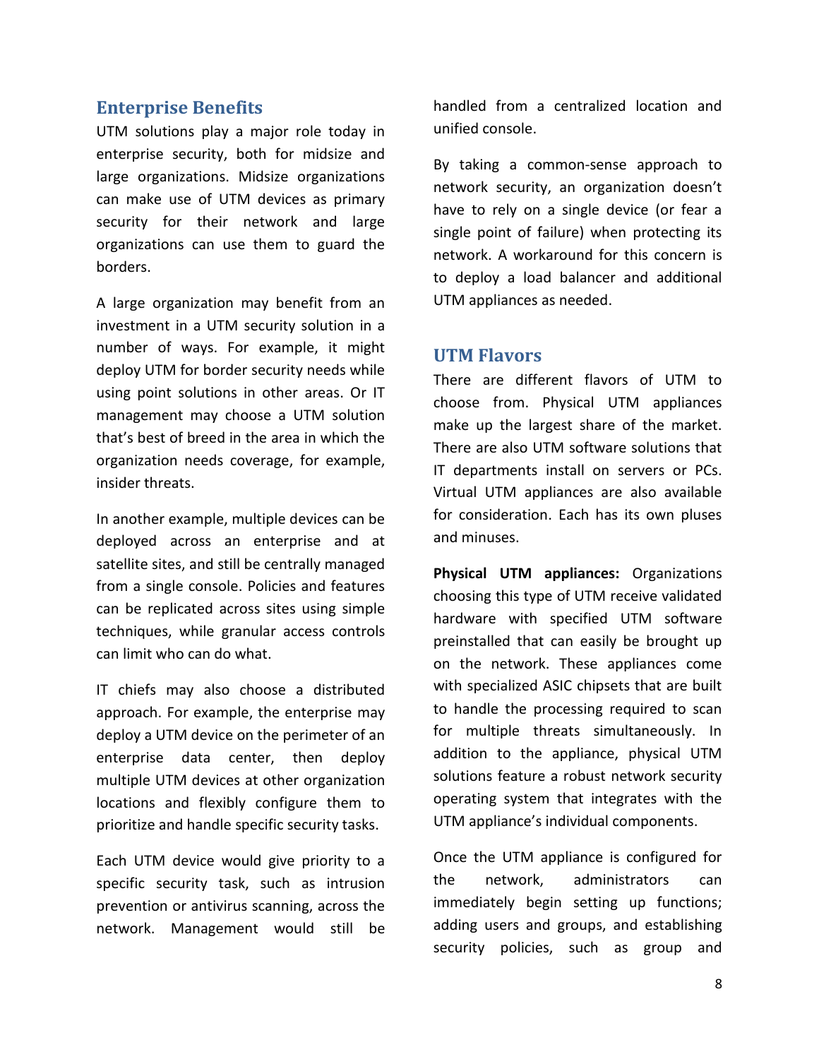## Enterprise Benefits

UTM solutions play a major role today in enterprise security, both for midsize and large organizations. Midsize organizations can make use of UTM devices as primary security for their network and large organizations can use them to guard the borders.

A large organization may benefit from an investment in a UTM security solution in a number of ways. For example, it might deploy UTM for border security needs while using point solutions in other areas. Or IT management may choose a UTM solution that's best of breed in the area in which the organization needs coverage, for example, insider threats.

In another example, multiple devices can be deployed across an enterprise and at satellite sites, and still be centrally managed from a single console. Policies and features can be replicated across sites using simple techniques, while granular access controls can limit who can do what.

IT chiefs may also choose a distributed approach. For example, the enterprise may deploy a UTM device on the perimeter of an enterprise data center, then deploy multiple UTM devices at other organization locations and flexibly configure them to prioritize and handle specific security tasks.

Each UTM device would give priority to a specific security task, such as intrusion prevention or antivirus scanning, across the network. Management would still be handled from a centralized location and unified console.

By taking a common-sense approach to network security, an organization doesn't have to rely on a single device (or fear a single point of failure) when protecting its network. A workaround for this concern is to deploy a load balancer and additional UTM appliances as needed.

## UTM Flavors

There are different flavors of UTM to choose from. Physical UTM appliances make up the largest share of the market. There are also UTM software solutions that IT departments install on servers or PCs. Virtual UTM appliances are also available for consideration. Each has its own pluses and minuses.

**Physical UTM appliances:** Organizations choosing this type of UTM receive validated hardware with specified UTM software preinstalled that can easily be brought up on the network. These appliances come with specialized ASIC chipsets that are built to handle the processing required to scan for multiple threats simultaneously. In addition to the appliance, physical UTM solutions feature a robust network security operating system that integrates with the UTM appliance's individual components.

Once the UTM appliance is configured for the network, administrators can immediately begin setting up functions; adding users and groups, and establishing security policies, such as group and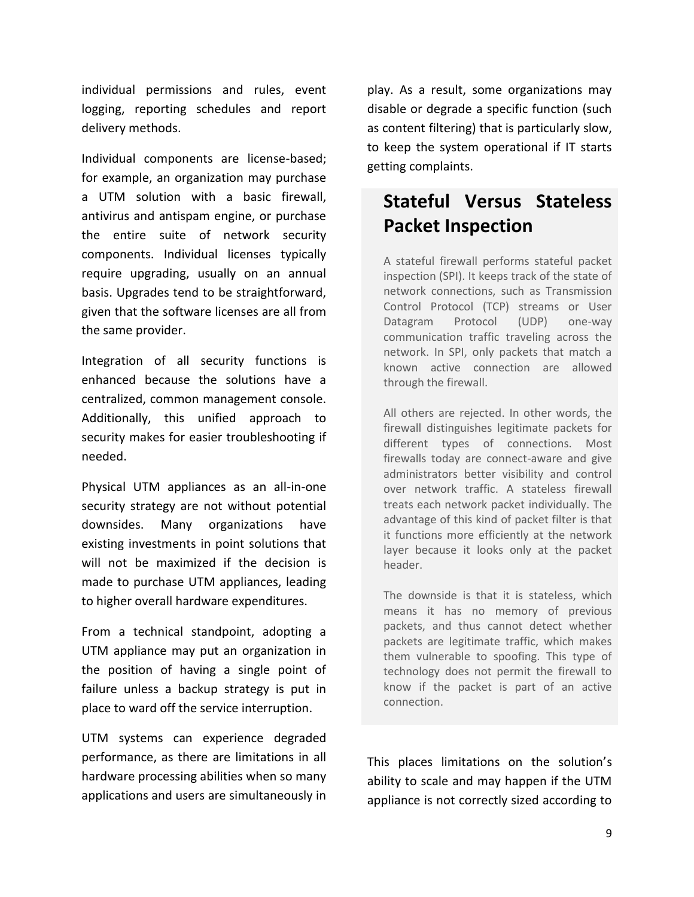individual permissions and rules, event logging, reporting schedules and report delivery methods.

Individual components are license-based; for example, an organization may purchase a UTM solution with a basic firewall, antivirus and antispam engine, or purchase the entire suite of network security components. Individual licenses typically require upgrading, usually on an annual basis. Upgrades tend to be straightforward, given that the software licenses are all from the same provider.

Integration of all security functions is enhanced because the solutions have a centralized, common management console. Additionally, this unified approach to security makes for easier troubleshooting if needed.

Physical UTM appliances as an all-in-one security strategy are not without potential downsides. Many organizations have existing investments in point solutions that will not be maximized if the decision is made to purchase UTM appliances, leading to higher overall hardware expenditures.

From a technical standpoint, adopting a UTM appliance may put an organization in the position of having a single point of failure unless a backup strategy is put in place to ward off the service interruption.

UTM systems can experience degraded performance, as there are limitations in all hardware processing abilities when so many applications and users are simultaneously in play. As a result, some organizations may disable or degrade a specific function (such as content filtering) that is particularly slow, to keep the system operational if IT starts getting complaints.

## Stateful Versus Stateless Packet Inspection

A stateful firewall performs stateful packet inspection (SPI). It keeps track of the state of network connections, such as Transmission Control Protocol (TCP) streams or User Datagram Protocol (UDP) one-way communication traffic traveling across the network. In SPI, only packets that match a known active connection are allowed through the firewall.

All others are rejected. In other words, the firewall distinguishes legitimate packets for different types of connections. Most firewalls today are connect-aware and give administrators better visibility and control over network traffic. A stateless firewall treats each network packet individually. The advantage of this kind of packet filter is that it functions more efficiently at the network layer because it looks only at the packet header.

The downside is that it is stateless, which means it has no memory of previous packets, and thus cannot detect whether packets are legitimate traffic, which makes them vulnerable to spoofing. This type of technology does not permit the firewall to know if the packet is part of an active connection.

This places limitations on the solution's ability to scale and may happen if the UTM appliance is not correctly sized according to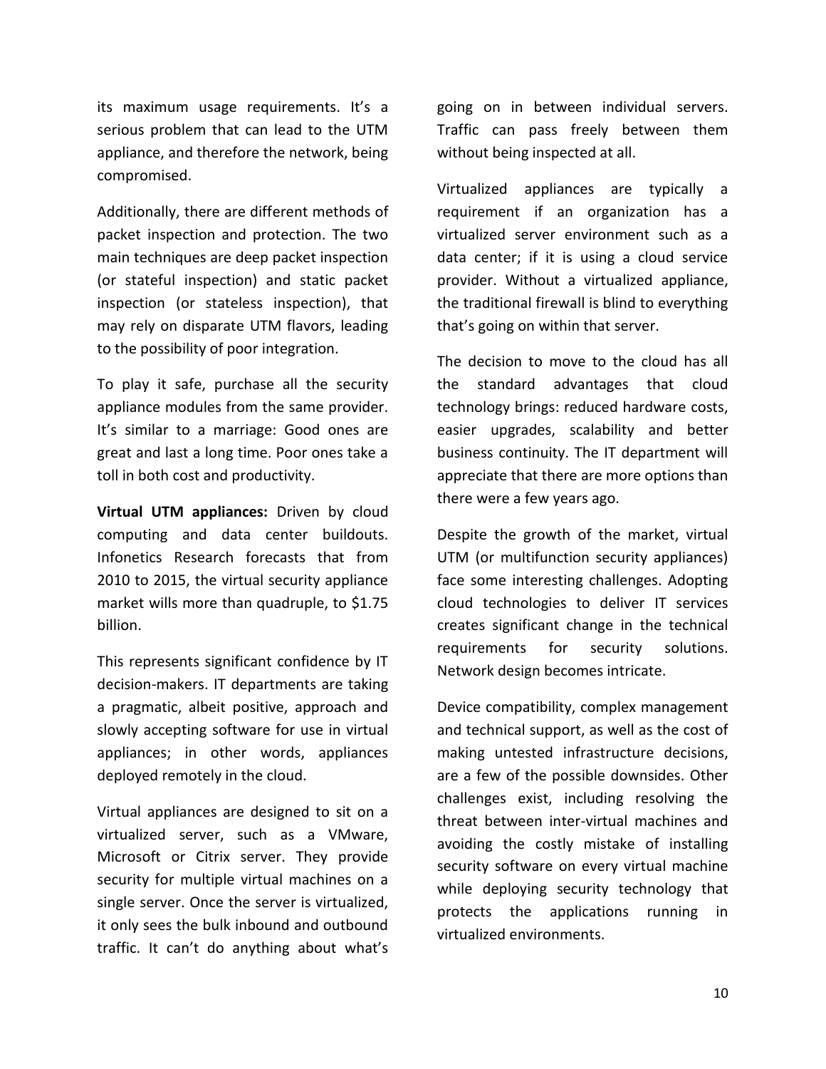its maximum usage requirements. It's a serious problem that can lead to the UTM appliance, and therefore the network, being compromised.

Additionally, there are different methods of packet inspection and protection. The two main techniques are deep packet inspection (or stateful inspection) and static packet inspection (or stateless inspection), that may rely on disparate UTM flavors, leading to the possibility of poor integration.

To play it safe, purchase all the security appliance modules from the same provider. It's similar to a marriage: Good ones are great and last a long time. Poor ones take a toll in both cost and productivity.

**Virtual UTM appliances:** Driven by cloud computing and data center buildouts. Infonetics Research forecasts that from 2010 to 2015, the virtual security appliance market wills more than quadruple, to $1.75 billion.

This represents significant confidence by IT decision-makers. IT departments are taking a pragmatic, albeit positive, approach and slowly accepting software for use in virtual appliances; in other words, appliances deployed remotely in the cloud.

Virtual appliances are designed to sit on a virtualized server, such as a VMware, Microsoft or Citrix server. They provide security for multiple virtual machines on a single server. Once the server is virtualized, it only sees the bulk inbound and outbound traffic. It can't do anything about what's going on in between individual servers. Traffic can pass freely between them without being inspected at all.

Virtualized appliances are typically a requirement if an organization has a virtualized server environment such as a data center; if it is using a cloud service provider. Without a virtualized appliance, the traditional firewall is blind to everything that's going on within that server.

The decision to move to the cloud has all the standard advantages that cloud technology brings: reduced hardware costs, easier upgrades, scalability and better business continuity. The IT department will appreciate that there are more options than there were a few years ago.

Despite the growth of the market, virtual UTM (or multifunction security appliances) face some interesting challenges. Adopting cloud technologies to deliver IT services creates significant change in the technical requirements for security solutions. Network design becomes intricate.

Device compatibility, complex management and technical support, as well as the cost of making untested infrastructure decisions, are a few of the possible downsides. Other challenges exist, including resolving the threat between inter-virtual machines and avoiding the costly mistake of installing security software on every virtual machine while deploying security technology that protects the applications running in virtualized environments.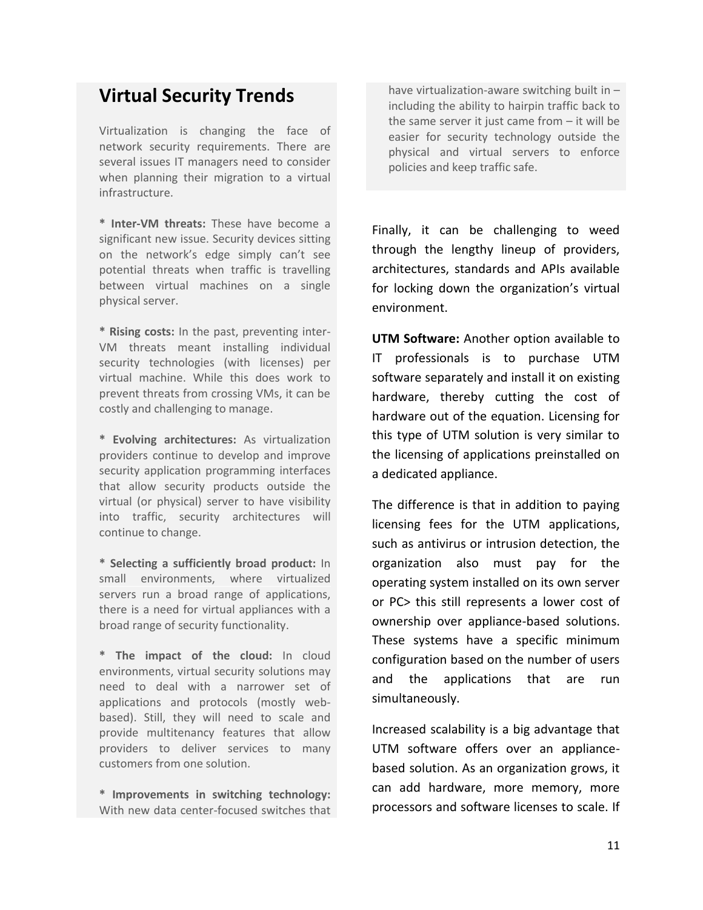## Virtual Security Trends

Virtualization is changing the face of network security requirements. There are several issues IT managers need to consider when planning their migration to a virtual infrastructure.

* **Inter-VM threats:** These have become a significant new issue. Security devices sitting on the network's edge simply can't see potential threats when traffic is travelling between virtual machines on a single physical server.

* **Rising costs:** In the past, preventing inter-VM threats meant installing individual security technologies (with licenses) per virtual machine. While this does work to prevent threats from crossing VMs, it can be costly and challenging to manage.

* **Evolving architectures:** As virtualization providers continue to develop and improve security application programming interfaces that allow security products outside the virtual (or physical) server to have visibility into traffic, security architectures will continue to change.

* **Selecting a sufficiently broad product:** In small environments, where virtualized servers run a broad range of applications, there is a need for virtual appliances with a broad range of security functionality.

* **The impact of the cloud:** In cloud environments, virtual security solutions may need to deal with a narrower set of applications and protocols (mostly web-based). Still, they will need to scale and provide multitenancy features that allow providers to deliver services to many customers from one solution.

* **Improvements in switching technology:** With new data center-focused switches that have virtualization-aware switching built in – including the ability to hairpin traffic back to the same server it just came from – it will be easier for security technology outside the physical and virtual servers to enforce policies and keep traffic safe.

Finally, it can be challenging to weed through the lengthy lineup of providers, architectures, standards and APIs available for locking down the organization's virtual environment.

**UTM Software:** Another option available to IT professionals is to purchase UTM software separately and install it on existing hardware, thereby cutting the cost of hardware out of the equation. Licensing for this type of UTM solution is very similar to the licensing of applications preinstalled on a dedicated appliance.

The difference is that in addition to paying licensing fees for the UTM applications, such as antivirus or intrusion detection, the organization also must pay for the operating system installed on its own server or PC> this still represents a lower cost of ownership over appliance-based solutions. These systems have a specific minimum configuration based on the number of users and the applications that are run simultaneously.

Increased scalability is a big advantage that UTM software offers over an appliance-based solution. As an organization grows, it can add hardware, more memory, more processors and software licenses to scale. If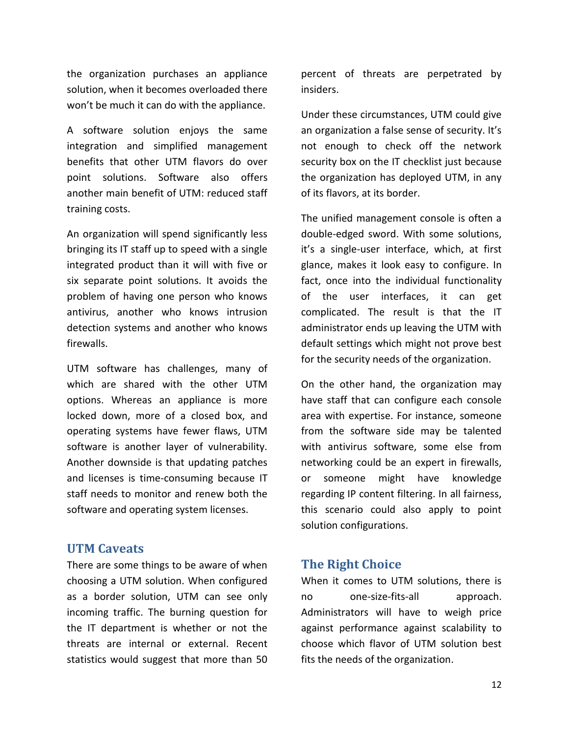the organization purchases an appliance solution, when it becomes overloaded there won't be much it can do with the appliance.

A software solution enjoys the same integration and simplified management benefits that other UTM flavors do over point solutions. Software also offers another main benefit of UTM: reduced staff training costs.

An organization will spend significantly less bringing its IT staff up to speed with a single integrated product than it will with five or six separate point solutions. It avoids the problem of having one person who knows antivirus, another who knows intrusion detection systems and another who knows firewalls.

UTM software has challenges, many of which are shared with the other UTM options. Whereas an appliance is more locked down, more of a closed box, and operating systems have fewer flaws, UTM software is another layer of vulnerability. Another downside is that updating patches and licenses is time-consuming because IT staff needs to monitor and renew both the software and operating system licenses.

## UTM Caveats

There are some things to be aware of when choosing a UTM solution. When configured as a border solution, UTM can see only incoming traffic. The burning question for the IT department is whether or not the threats are internal or external. Recent statistics would suggest that more than 50 percent of threats are perpetrated by insiders.

Under these circumstances, UTM could give an organization a false sense of security. It's not enough to check off the network security box on the IT checklist just because the organization has deployed UTM, in any of its flavors, at its border.

The unified management console is often a double-edged sword. With some solutions, it's a single-user interface, which, at first glance, makes it look easy to configure. In fact, once into the individual functionality of the user interfaces, it can get complicated. The result is that the IT administrator ends up leaving the UTM with default settings which might not prove best for the security needs of the organization.

On the other hand, the organization may have staff that can configure each console area with expertise. For instance, someone from the software side may be talented with antivirus software, some else from networking could be an expert in firewalls, or someone might have knowledge regarding IP content filtering. In all fairness, this scenario could also apply to point solution configurations.

## The Right Choice

When it comes to UTM solutions, there is no one-size-fits-all approach. Administrators will have to weigh price against performance against scalability to choose which flavor of UTM solution best fits the needs of the organization.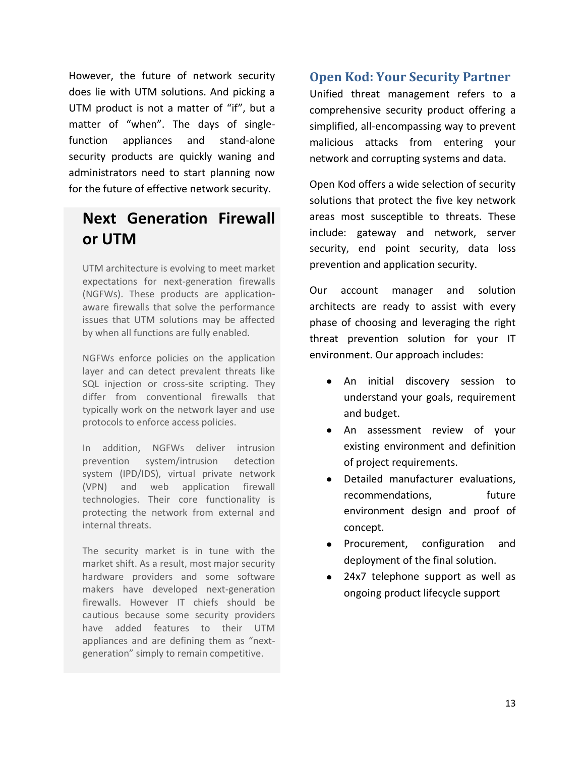However, the future of network security does lie with UTM solutions. And picking a UTM product is not a matter of "if", but a matter of "when". The days of single-function appliances and stand-alone security products are quickly waning and administrators need to start planning now for the future of effective network security.

## Next Generation Firewall or UTM

UTM architecture is evolving to meet market expectations for next-generation firewalls (NGFWs). These products are application-aware firewalls that solve the performance issues that UTM solutions may be affected by when all functions are fully enabled.

NGFWs enforce policies on the application layer and can detect prevalent threats like SQL injection or cross-site scripting. They differ from conventional firewalls that typically work on the network layer and use protocols to enforce access policies.

In addition, NGFWs deliver intrusion prevention system/intrusion detection system (IPD/IDS), virtual private network (VPN) and web application firewall technologies. Their core functionality is protecting the network from external and internal threats.

The security market is in tune with the market shift. As a result, most major security hardware providers and some software makers have developed next-generation firewalls. However IT chiefs should be cautious because some security providers have added features to their UTM appliances and are defining them as "next-generation" simply to remain competitive.

## Open Kod: Your Security Partner

Unified threat management refers to a comprehensive security product offering a simplified, all-encompassing way to prevent malicious attacks from entering your network and corrupting systems and data.

Open Kod offers a wide selection of security solutions that protect the five key network areas most susceptible to threats. These include: gateway and network, server security, end point security, data loss prevention and application security.

Our account manager and solution architects are ready to assist with every phase of choosing and leveraging the right threat prevention solution for your IT environment. Our approach includes:

- An initial discovery session to understand your goals, requirement and budget.
- An assessment review of your existing environment and definition of project requirements.
- Detailed manufacturer evaluations, recommendations, future environment design and proof of concept.
- Procurement, configuration and deployment of the final solution.
- 24x7 telephone support as well as ongoing product lifecycle support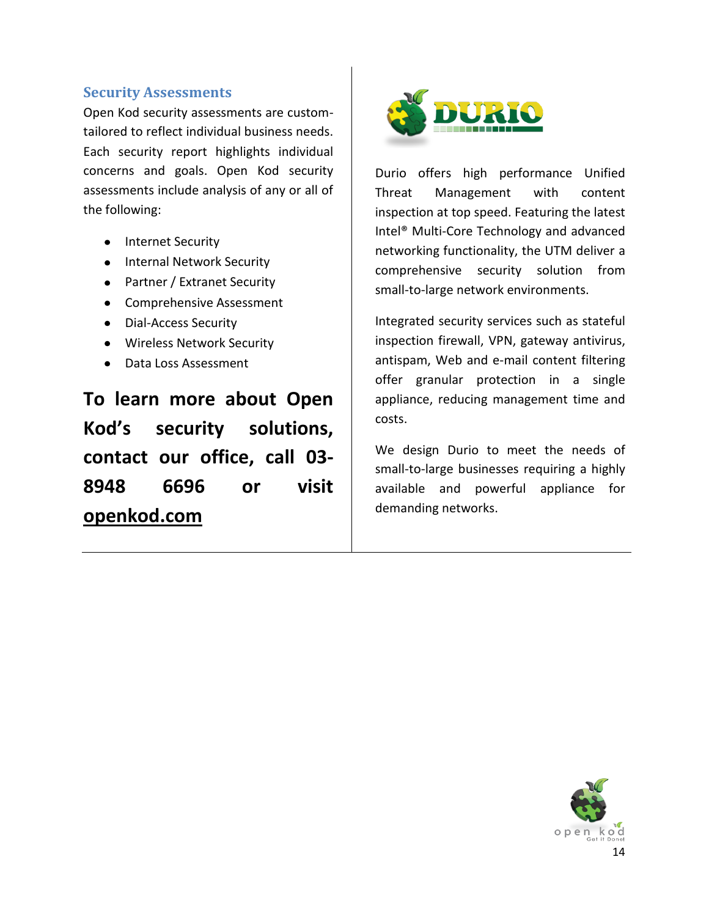## Security Assessments

Open Kod security assessments are custom-tailored to reflect individual business needs. Each security report highlights individual concerns and goals. Open Kod security assessments include analysis of any or all of the following:

- Internet Security
- Internal Network Security
- Partner / Extranet Security
- Comprehensive Assessment
- Dial-Access Security
- Wireless Network Security
- Data Loss Assessment

**To learn more about Open Kod's security solutions, contact our office, call 03-8948 6696 or visit openkod.com**

DURIO

Durio offers high performance Unified Threat Management with content inspection at top speed. Featuring the latest Intel® Multi-Core Technology and advanced networking functionality, the UTM deliver a comprehensive security solution from small-to-large network environments.

Integrated security services such as stateful inspection firewall, VPN, gateway antivirus, antispam, Web and e-mail content filtering offer granular protection in a single appliance, reducing management time and costs.

We design Durio to meet the needs of small-to-large businesses requiring a highly available and powerful appliance for demanding networks.